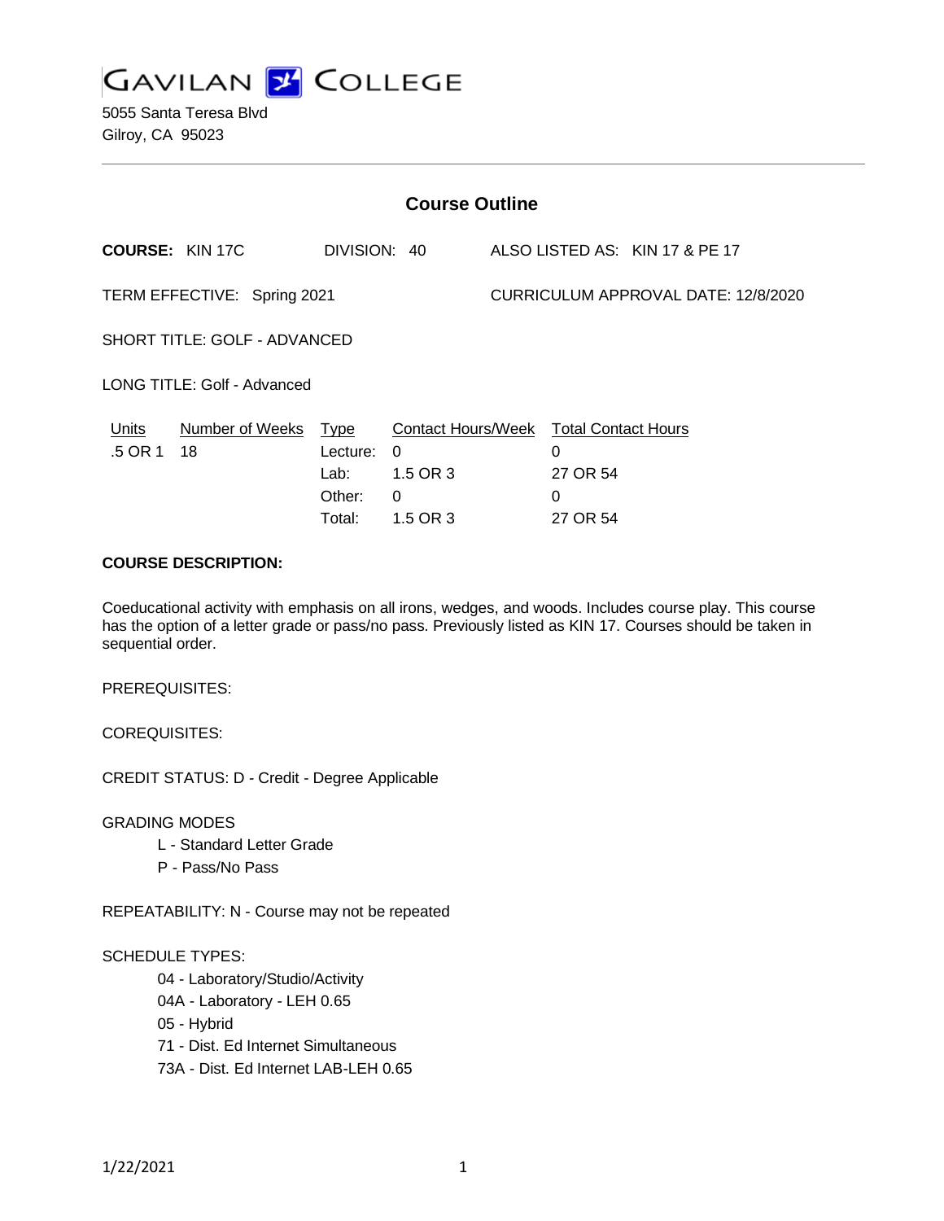# GAVILAN COLLEGE

5055 Santa Teresa Blvd
Gilroy, CA 95023

## Course Outline

**COURSE:** KIN 17C DIVISION: 40 ALSO LISTED AS: KIN 17 & PE 17

TERM EFFECTIVE: Spring 2021 CURRICULUM APPROVAL DATE: 12/8/2020

SHORT TITLE: GOLF - ADVANCED

LONG TITLE: Golf - Advanced

| Units | Number of Weeks | Type | Contact Hours/Week | Total Contact Hours |
|---|---|---|---|---|
| .5 OR 1 | 18 | Lecture: | 0 | 0 |
| | | Lab: | 1.5 OR 3 | 27 OR 54 |
| | | Other: | 0 | 0 |
| | | Total: | 1.5 OR 3 | 27 OR 54 |

**COURSE DESCRIPTION:**

Coeducational activity with emphasis on all irons, wedges, and woods. Includes course play. This course has the option of a letter grade or pass/no pass. Previously listed as KIN 17. Courses should be taken in sequential order.

PREREQUISITES:

COREQUISITES:

CREDIT STATUS: D - Credit - Degree Applicable

GRADING MODES

- L - Standard Letter Grade
- P - Pass/No Pass

REPEATABILITY: N - Course may not be repeated

SCHEDULE TYPES:

- 04 - Laboratory/Studio/Activity
- 04A - Laboratory - LEH 0.65
- 05 - Hybrid
- 71 - Dist. Ed Internet Simultaneous
- 73A - Dist. Ed Internet LAB-LEH 0.65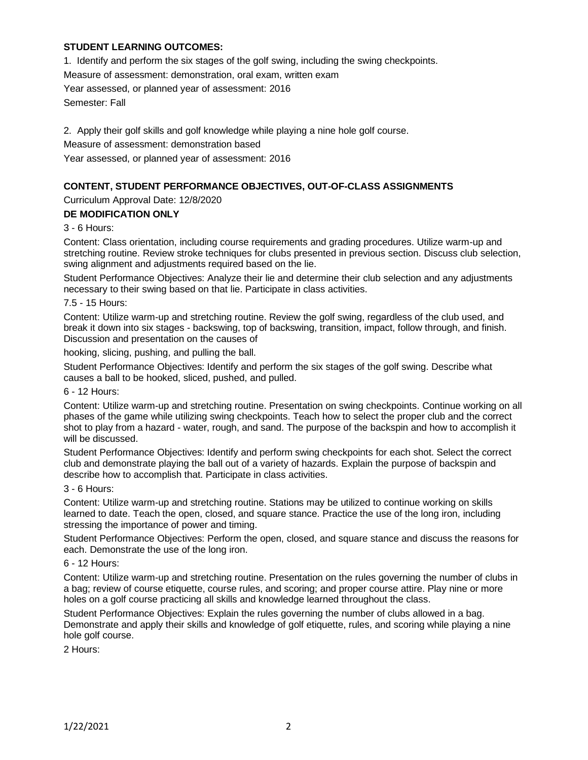**STUDENT LEARNING OUTCOMES:**

1. Identify and perform the six stages of the golf swing, including the swing checkpoints.

Measure of assessment: demonstration, oral exam, written exam

Year assessed, or planned year of assessment: 2016

Semester: Fall

2. Apply their golf skills and golf knowledge while playing a nine hole golf course.

Measure of assessment: demonstration based

Year assessed, or planned year of assessment: 2016

**CONTENT, STUDENT PERFORMANCE OBJECTIVES, OUT-OF-CLASS ASSIGNMENTS**

Curriculum Approval Date: 12/8/2020

**DE MODIFICATION ONLY**

3 - 6 Hours:

Content: Class orientation, including course requirements and grading procedures. Utilize warm-up and stretching routine. Review stroke techniques for clubs presented in previous section. Discuss club selection, swing alignment and adjustments required based on the lie.

Student Performance Objectives: Analyze their lie and determine their club selection and any adjustments necessary to their swing based on that lie. Participate in class activities.

7.5 - 15 Hours:

Content: Utilize warm-up and stretching routine. Review the golf swing, regardless of the club used, and break it down into six stages - backswing, top of backswing, transition, impact, follow through, and finish. Discussion and presentation on the causes of hooking, slicing, pushing, and pulling the ball.

Student Performance Objectives: Identify and perform the six stages of the golf swing. Describe what causes a ball to be hooked, sliced, pushed, and pulled.

6 - 12 Hours:

Content: Utilize warm-up and stretching routine. Presentation on swing checkpoints. Continue working on all phases of the game while utilizing swing checkpoints. Teach how to select the proper club and the correct shot to play from a hazard - water, rough, and sand. The purpose of the backspin and how to accomplish it will be discussed.

Student Performance Objectives: Identify and perform swing checkpoints for each shot. Select the correct club and demonstrate playing the ball out of a variety of hazards. Explain the purpose of backspin and describe how to accomplish that. Participate in class activities.

3 - 6 Hours:

Content: Utilize warm-up and stretching routine. Stations may be utilized to continue working on skills learned to date. Teach the open, closed, and square stance. Practice the use of the long iron, including stressing the importance of power and timing.

Student Performance Objectives: Perform the open, closed, and square stance and discuss the reasons for each. Demonstrate the use of the long iron.

6 - 12 Hours:

Content: Utilize warm-up and stretching routine. Presentation on the rules governing the number of clubs in a bag; review of course etiquette, course rules, and scoring; and proper course attire. Play nine or more holes on a golf course practicing all skills and knowledge learned throughout the class.

Student Performance Objectives: Explain the rules governing the number of clubs allowed in a bag. Demonstrate and apply their skills and knowledge of golf etiquette, rules, and scoring while playing a nine hole golf course.

2 Hours: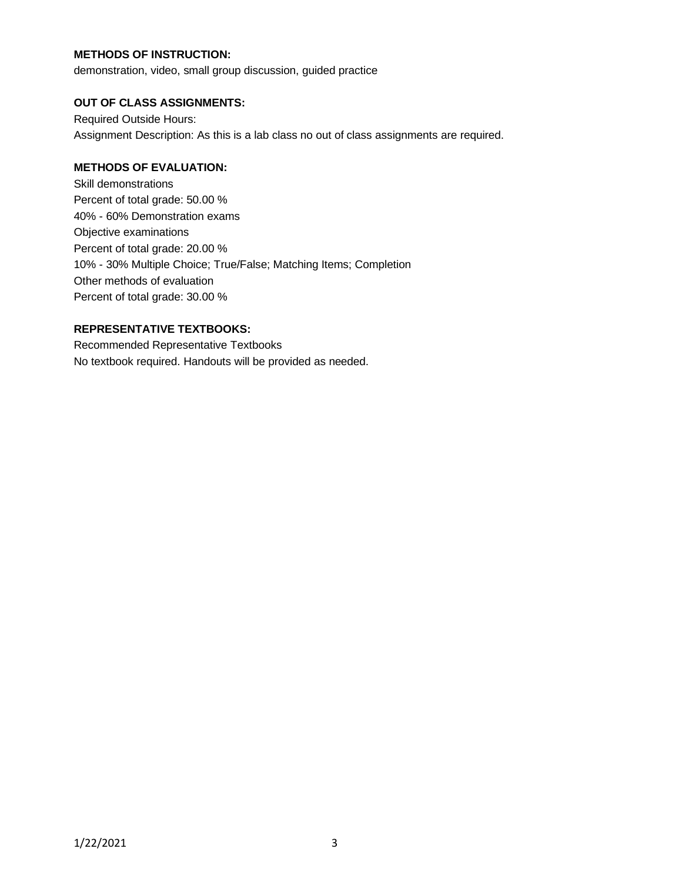**METHODS OF INSTRUCTION:**

demonstration, video, small group discussion, guided practice

**OUT OF CLASS ASSIGNMENTS:**

Required Outside Hours:

Assignment Description: As this is a lab class no out of class assignments are required.

**METHODS OF EVALUATION:**

Skill demonstrations

Percent of total grade: 50.00 %

40% - 60% Demonstration exams

Objective examinations

Percent of total grade: 20.00 %

10% - 30% Multiple Choice; True/False; Matching Items; Completion

Other methods of evaluation

Percent of total grade: 30.00 %

**REPRESENTATIVE TEXTBOOKS:**

Recommended Representative Textbooks

No textbook required. Handouts will be provided as needed.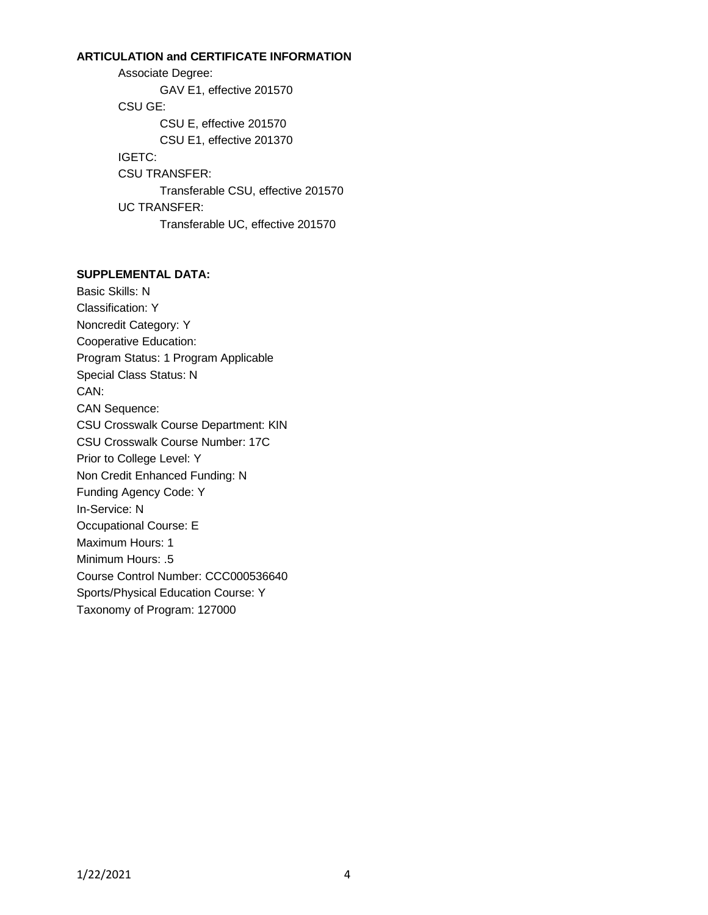**ARTICULATION and CERTIFICATE INFORMATION**

Associate Degree:
- GAV E1, effective 201570

CSU GE:
- CSU E, effective 201570
- CSU E1, effective 201370

IGETC:

CSU TRANSFER:
- Transferable CSU, effective 201570

UC TRANSFER:
- Transferable UC, effective 201570

**SUPPLEMENTAL DATA:**

Basic Skills: N
Classification: Y
Noncredit Category: Y
Cooperative Education:
Program Status: 1 Program Applicable
Special Class Status: N
CAN:
CAN Sequence:
CSU Crosswalk Course Department: KIN
CSU Crosswalk Course Number: 17C
Prior to College Level: Y
Non Credit Enhanced Funding: N
Funding Agency Code: Y
In-Service: N
Occupational Course: E
Maximum Hours: 1
Minimum Hours: .5
Course Control Number: CCC000536640
Sports/Physical Education Course: Y
Taxonomy of Program: 127000